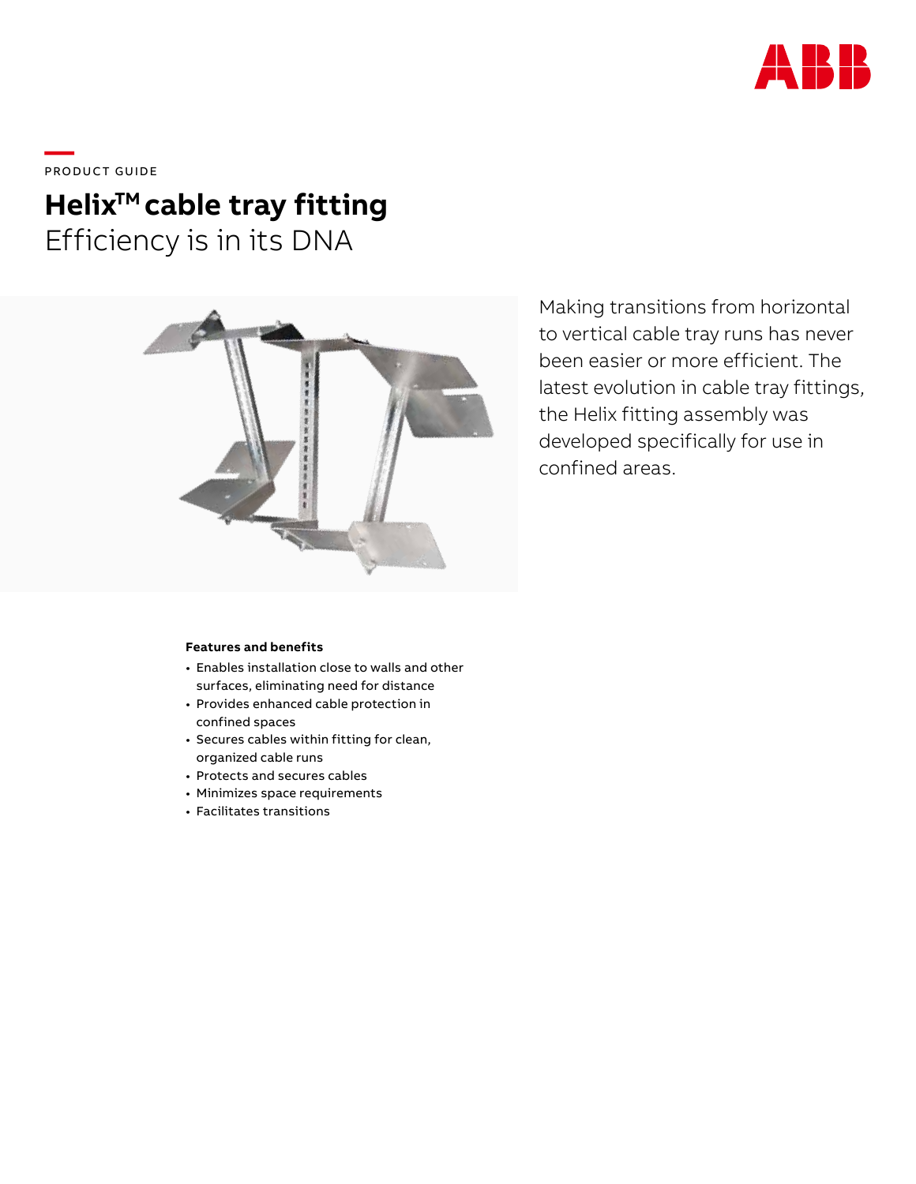PRODUCT GUIDE

# Helix™ cable tray fitting

## Efficiency is in its DNA

Making transitions from horizontal to vertical cable tray runs has never been easier or more efficient. The latest evolution in cable tray fittings, the Helix fitting assembly was developed specifically for use in confined areas.

**Features and benefits**

- Enables installation close to walls and other surfaces, eliminating need for distance
- Provides enhanced cable protection in confined spaces
- Secures cables within fitting for clean, organized cable runs
- Protects and secures cables
- Minimizes space requirements
- Facilitates transitions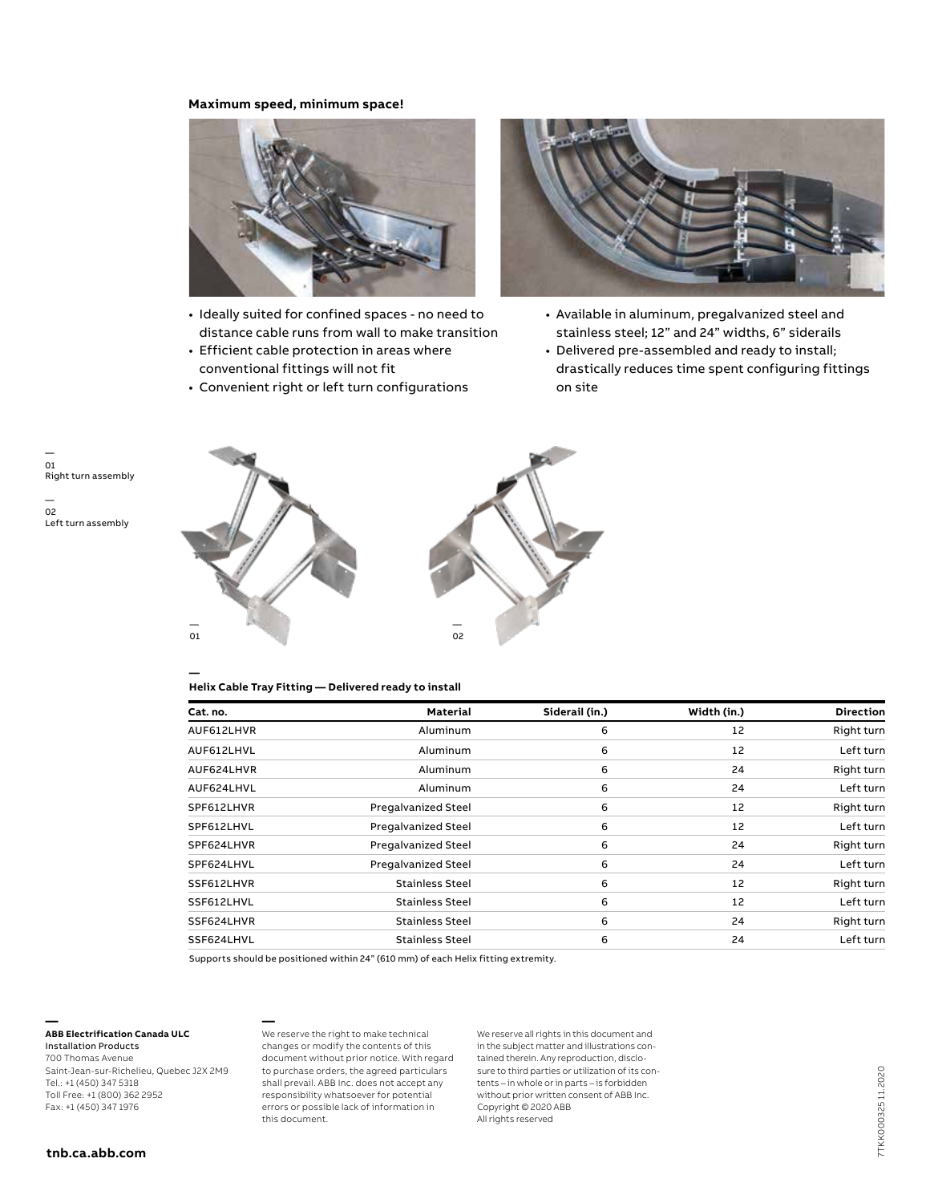**Maximum speed, minimum space!**

- Ideally suited for confined spaces - no need to distance cable runs from wall to make transition
- Efficient cable protection in areas where conventional fittings will not fit
- Convenient right or left turn configurations

- Available in aluminum, pregalvanized steel and stainless steel; 12" and 24" widths, 6" siderails
- Delivered pre-assembled and ready to install; drastically reduces time spent configuring fittings on site

01 Right turn assembly

02 Left turn assembly

**Helix Cable Tray Fitting — Delivered ready to install**

| Cat. no. | Material | Siderail (in.) | Width (in.) | Direction |
|---|---|---|---|---|
| AUF612LHVR | Aluminum | 6 | 12 | Right turn |
| AUF612LHVL | Aluminum | 6 | 12 | Left turn |
| AUF624LHVR | Aluminum | 6 | 24 | Right turn |
| AUF624LHVL | Aluminum | 6 | 24 | Left turn |
| SPF612LHVR | Pregalvanized Steel | 6 | 12 | Right turn |
| SPF612LHVL | Pregalvanized Steel | 6 | 12 | Left turn |
| SPF624LHVR | Pregalvanized Steel | 6 | 24 | Right turn |
| SPF624LHVL | Pregalvanized Steel | 6 | 24 | Left turn |
| SSF612LHVR | Stainless Steel | 6 | 12 | Right turn |
| SSF612LHVL | Stainless Steel | 6 | 12 | Left turn |
| SSF624LHVR | Stainless Steel | 6 | 24 | Right turn |
| SSF624LHVL | Stainless Steel | 6 | 24 | Left turn |

Supports should be positioned within 24" (610 mm) of each Helix fitting extremity.

**ABB Electrification Canada ULC**
Installation Products
700 Thomas Avenue
Saint-Jean-sur-Richelieu, Quebec J2X 2M9
Tel.: +1 (450) 347 5318
Toll Free: +1 (800) 362 2952
Fax: +1 (450) 347 1976

We reserve the right to make technical changes or modify the contents of this document without prior notice. With regard to purchase orders, the agreed particulars shall prevail. ABB Inc. does not accept any responsibility whatsoever for potential errors or possible lack of information in this document.

We reserve all rights in this document and in the subject matter and illustrations contained therein. Any reproduction, disclosure to third parties or utilization of its contents – in whole or in parts – is forbidden without prior written consent of ABB Inc.
Copyright © 2020 ABB
All rights reserved

7TKK000325 11.2020

**tnb.ca.abb.com**